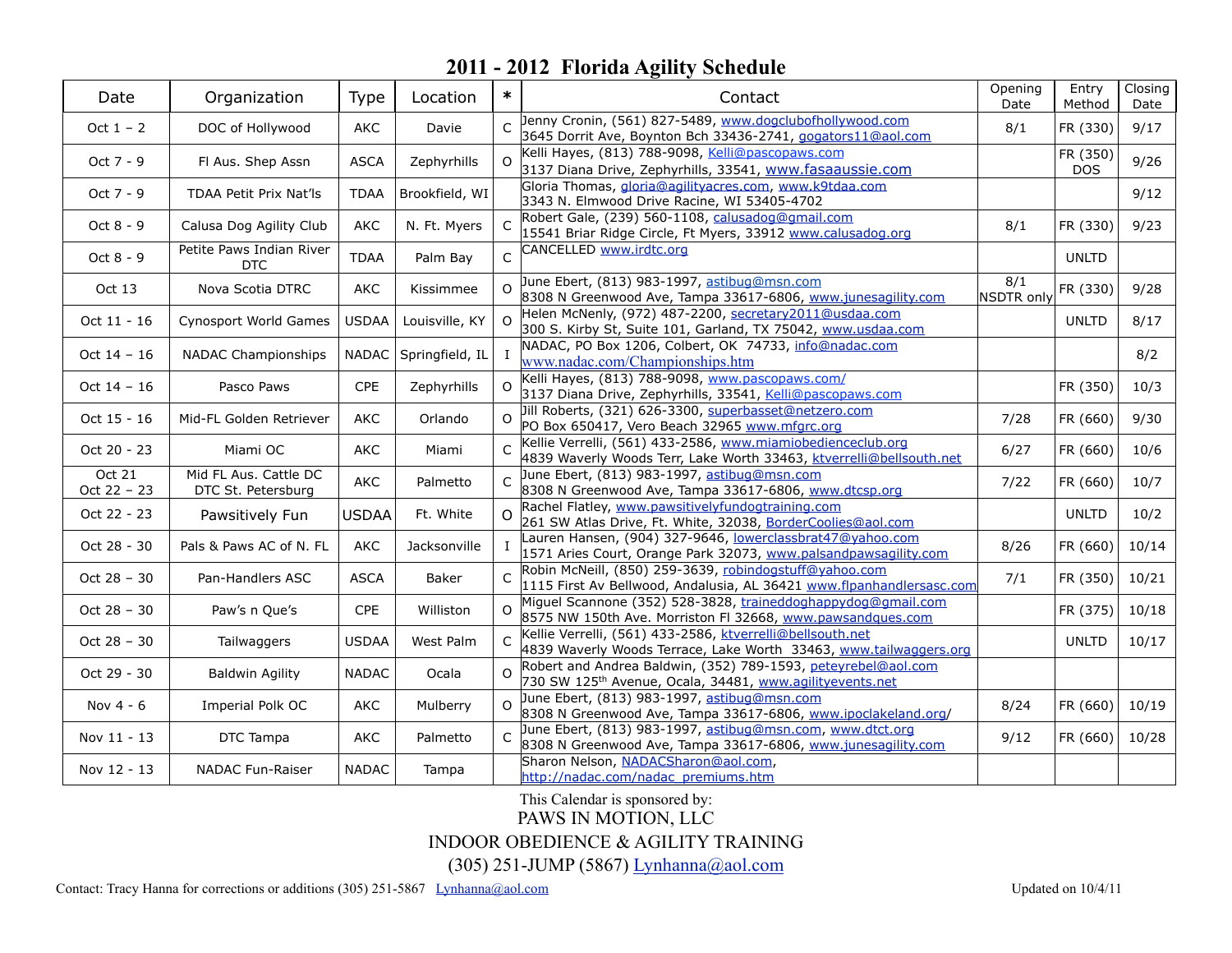# 2011 - 2012 Florida Agility Schedule

| Date | Organization | Type | Location | * | Contact | Opening Date | Entry Method | Closing Date |
|---|---|---|---|---|---|---|---|---|
| Oct 1 – 2 | DOC of Hollywood | AKC | Davie | C | Jenny Cronin, (561) 827-5489, www.dogclubofhollywood.com<br>3645 Dorrit Ave, Boynton Bch 33436-2741, gogators11@aol.com | 8/1 | FR (330) | 9/17 |
| Oct 7 - 9 | Fl Aus. Shep Assn | ASCA | Zephyrhills | O | Kelli Hayes, (813) 788-9098, Kelli@pascopaws.com<br>3137 Diana Drive, Zephyrhills, 33541, www.fasaaussie.com | | FR (350) DOS | 9/26 |
| Oct 7 - 9 | TDAA Petit Prix Nat'ls | TDAA | Brookfield, WI | | Gloria Thomas, gloria@agilityacres.com, www.k9tdaa.com<br>3343 N. Elmwood Drive Racine, WI 53405-4702 | | | 9/12 |
| Oct 8 - 9 | Calusa Dog Agility Club | AKC | N. Ft. Myers | C | Robert Gale, (239) 560-1108, calusadog@gmail.com<br>15541 Briar Ridge Circle, Ft Myers, 33912 www.calusadog.org | 8/1 | FR (330) | 9/23 |
| Oct 8 - 9 | Petite Paws Indian River DTC | TDAA | Palm Bay | C | CANCELLED www.irdtc.org | | UNLTD | |
| Oct 13 | Nova Scotia DTRC | AKC | Kissimmee | O | June Ebert, (813) 983-1997, astibug@msn.com<br>8308 N Greenwood Ave, Tampa 33617-6806, www.junesagility.com | 8/1 NSDTR only | FR (330) | 9/28 |
| Oct 11 - 16 | Cynosport World Games | USDAA | Louisville, KY | O | Helen McNenly, (972) 487-2200, secretary2011@usdaa.com<br>300 S. Kirby St, Suite 101, Garland, TX 75042, www.usdaa.com | | UNLTD | 8/17 |
| Oct 14 – 16 | NADAC Championships | NADAC | Springfield, IL | I | NADAC, PO Box 1206, Colbert, OK 74733, info@nadac.com<br>www.nadac.com/Championships.htm | | | 8/2 |
| Oct 14 – 16 | Pasco Paws | CPE | Zephyrhills | O | Kelli Hayes, (813) 788-9098, www.pascopaws.com/<br>3137 Diana Drive, Zephyrhills, 33541, Kelli@pascopaws.com | | FR (350) | 10/3 |
| Oct 15 - 16 | Mid-FL Golden Retriever | AKC | Orlando | O | Jill Roberts, (321) 626-3300, superbasset@netzero.com<br>PO Box 650417, Vero Beach 32965 www.mfgrc.org | 7/28 | FR (660) | 9/30 |
| Oct 20 - 23 | Miami OC | AKC | Miami | C | Kellie Verrelli, (561) 433-2586, www.miamiobedienceclub.org<br>4839 Waverly Woods Terr, Lake Worth 33463, ktverrelli@bellsouth.net | 6/27 | FR (660) | 10/6 |
| Oct 21<br>Oct 22 – 23 | Mid FL Aus. Cattle DC<br>DTC St. Petersburg | AKC | Palmetto | C | June Ebert, (813) 983-1997, astibug@msn.com<br>8308 N Greenwood Ave, Tampa 33617-6806, www.dtcsp.org | 7/22 | FR (660) | 10/7 |
| Oct 22 - 23 | Pawsitively Fun | USDAA | Ft. White | O | Rachel Flatley, www.pawsitivelyfundogtraining.com<br>261 SW Atlas Drive, Ft. White, 32038, BorderCoolies@aol.com | | UNLTD | 10/2 |
| Oct 28 – 30 | Pals & Paws AC of N. FL | AKC | Jacksonville | I | Lauren Hansen, (904) 327-9646, lowerclassbrat47@yahoo.com<br>1571 Aries Court, Orange Park 32073, www.palsandpawsagility.com | 8/26 | FR (660) | 10/14 |
| Oct 28 – 30 | Pan-Handlers ASC | ASCA | Baker | C | Robin McNeill, (850) 259-3639, robindogstuff@yahoo.com<br>1115 First Av Bellwood, Andalusia, AL 36421 www.flpanhandlersasc.com | 7/1 | FR (350) | 10/21 |
| Oct 28 – 30 | Paw's n Que's | CPE | Williston | O | Miguel Scannone (352) 528-3828, traineddoghappydog@gmail.com<br>8575 NW 150th Ave. Morriston Fl 32668, www.pawsandques.com | | FR (375) | 10/18 |
| Oct 28 – 30 | Tailwaggers | USDAA | West Palm | C | Kellie Verrelli, (561) 433-2586, ktverrelli@bellsouth.net<br>4839 Waverly Woods Terrace, Lake Worth 33463, www.tailwaggers.org | | UNLTD | 10/17 |
| Oct 29 - 30 | Baldwin Agility | NADAC | Ocala | O | Robert and Andrea Baldwin, (352) 789-1593, peteyrebel@aol.com<br>730 SW 125th Avenue, Ocala, 34481, www.agilityevents.net | | | |
| Nov 4 - 6 | Imperial Polk OC | AKC | Mulberry | O | June Ebert, (813) 983-1997, astibug@msn.com<br>8308 N Greenwood Ave, Tampa 33617-6806, www.ipoclakeland.org/ | 8/24 | FR (660) | 10/19 |
| Nov 11 - 13 | DTC Tampa | AKC | Palmetto | C | June Ebert, (813) 983-1997, astibug@msn.com, www.dtct.org<br>8308 N Greenwood Ave, Tampa 33617-6806, www.junesagility.com | 9/12 | FR (660) | 10/28 |
| Nov 12 - 13 | NADAC Fun-Raiser | NADAC | Tampa | | Sharon Nelson, NADACSharon@aol.com,<br>http://nadac.com/nadac_premiums.htm | | | |

This Calendar is sponsored by:

PAWS IN MOTION, LLC

INDOOR OBEDIENCE & AGILITY TRAINING

(305) 251-JUMP (5867) Lynhanna@aol.com

Contact: Tracy Hanna for corrections or additions (305) 251-5867 Lynhanna@aol.com

Updated on 10/4/11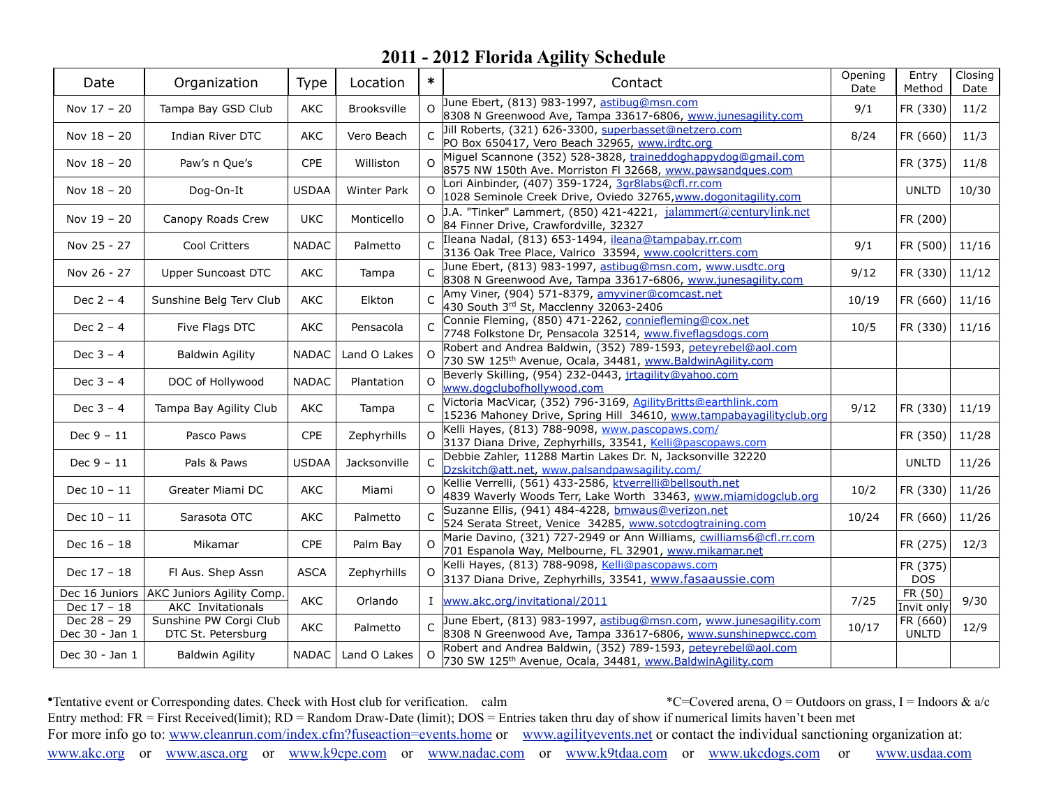# 2011 - 2012 Florida Agility Schedule

| Date | Organization | Type | Location | * | Contact | Opening Date | Entry Method | Closing Date |
|---|---|---|---|---|---|---|---|---|
| Nov 17 – 20 | Tampa Bay GSD Club | AKC | Brooksville | O | June Ebert, (813) 983-1997, astibug@msn.com<br>8308 N Greenwood Ave, Tampa 33617-6806, www.junesagility.com | 9/1 | FR (330) | 11/2 |
| Nov 18 – 20 | Indian River DTC | AKC | Vero Beach | C | Jill Roberts, (321) 626-3300, superbasset@netzero.com<br>PO Box 650417, Vero Beach 32965, www.irdtc.org | 8/24 | FR (660) | 11/3 |
| Nov 18 – 20 | Paw's n Que's | CPE | Williston | O | Miguel Scannone (352) 528-3828, traineddoghappydog@gmail.com<br>8575 NW 150th Ave. Morriston Fl 32668, www.pawsandques.com | | FR (375) | 11/8 |
| Nov 18 – 20 | Dog-On-It | USDAA | Winter Park | O | Lori Ainbinder, (407) 359-1724, 3gr8labs@cfl.rr.com<br>1028 Seminole Creek Drive, Oviedo 32765,www.dogonitagility.com | | UNLTD | 10/30 |
| Nov 19 – 20 | Canopy Roads Crew | UKC | Monticello | O | J.A. "Tinker" Lammert, (850) 421-4221, jalammert@centurylink.net<br>84 Finner Drive, Crawfordville, 32327 | | FR (200) | |
| Nov 25 - 27 | Cool Critters | NADAC | Palmetto | C | Ileana Nadal, (813) 653-1494, ileana@tampabay.rr.com<br>3136 Oak Tree Place, Valrico 33594, www.coolcritters.com | 9/1 | FR (500) | 11/16 |
| Nov 26 - 27 | Upper Suncoast DTC | AKC | Tampa | C | June Ebert, (813) 983-1997, astibug@msn.com, www.usdtc.org<br>8308 N Greenwood Ave, Tampa 33617-6806, www.junesagility.com | 9/12 | FR (330) | 11/12 |
| Dec 2 – 4 | Sunshine Belg Terv Club | AKC | Elkton | C | Amy Viner, (904) 571-8379, amyviner@comcast.net<br>430 South 3rd St, Macclenny 32063-2406 | 10/19 | FR (660) | 11/16 |
| Dec 2 – 4 | Five Flags DTC | AKC | Pensacola | C | Connie Fleming, (850) 471-2262, conniefleming@cox.net<br>7748 Folkstone Dr, Pensacola 32514, www.fiveflagsdogs.com | 10/5 | FR (330) | 11/16 |
| Dec 3 – 4 | Baldwin Agility | NADAC | Land O Lakes | O | Robert and Andrea Baldwin, (352) 789-1593, peteyrebel@aol.com<br>730 SW 125th Avenue, Ocala, 34481, www.BaldwinAgility.com | | | |
| Dec 3 – 4 | DOC of Hollywood | NADAC | Plantation | O | Beverly Skilling, (954) 232-0443, jrtagility@yahoo.com<br>www.dogclubofhollywood.com | | | |
| Dec 3 – 4 | Tampa Bay Agility Club | AKC | Tampa | C | Victoria MacVicar, (352) 796-3169, AgilityBritts@earthlink.com<br>15236 Mahoney Drive, Spring Hill 34610, www.tampabayagilityclub.org | 9/12 | FR (330) | 11/19 |
| Dec 9 – 11 | Pasco Paws | CPE | Zephyrhills | O | Kelli Hayes, (813) 788-9098, www.pascopaws.com/<br>3137 Diana Drive, Zephyrhills, 33541, Kelli@pascopaws.com | | FR (350) | 11/28 |
| Dec 9 – 11 | Pals & Paws | USDAA | Jacksonville | C | Debbie Zahler, 11288 Martin Lakes Dr. N, Jacksonville 32220<br>Dzskitch@att.net, www.palsandpawsagility.com/ | | UNLTD | 11/26 |
| Dec 10 – 11 | Greater Miami DC | AKC | Miami | O | Kellie Verrelli, (561) 433-2586, ktverrelli@bellsouth.net<br>4839 Waverly Woods Terr, Lake Worth 33463, www.miamidogclub.org | 10/2 | FR (330) | 11/26 |
| Dec 10 – 11 | Sarasota OTC | AKC | Palmetto | C | Suzanne Ellis, (941) 484-4228, bmwaus@verizon.net<br>524 Serata Street, Venice 34285, www.sotcdogtraining.com | 10/24 | FR (660) | 11/26 |
| Dec 16 – 18 | Mikamar | CPE | Palm Bay | O | Marie Davino, (321) 727-2949 or Ann Williams, cwilliams6@cfl.rr.com<br>701 Espanola Way, Melbourne, FL 32901, www.mikamar.net | | FR (275) | 12/3 |
| Dec 17 – 18 | Fl Aus. Shep Assn | ASCA | Zephyrhills | O | Kelli Hayes, (813) 788-9098, Kelli@pascopaws.com<br>3137 Diana Drive, Zephyrhills, 33541, www.fasaaussie.com | | FR (375)<br>DOS | |
| Dec 16 Juniors<br>Dec 17 – 18 | AKC Juniors Agility Comp.<br>AKC Invitationals | AKC | Orlando | I | www.akc.org/invitational/2011 | 7/25 | FR (50)<br>Invit only | 9/30 |
| Dec 28 – 29<br>Dec 30 - Jan 1 | Sunshine PW Corgi Club<br>DTC St. Petersburg | AKC | Palmetto | C | June Ebert, (813) 983-1997, astibug@msn.com, www.junesagility.com<br>8308 N Greenwood Ave, Tampa 33617-6806, www.sunshinepwcc.com | 10/17 | FR (660)<br>UNLTD | 12/9 |
| Dec 30 - Jan 1 | Baldwin Agility | NADAC | Land O Lakes | O | Robert and Andrea Baldwin, (352) 789-1593, peteyrebel@aol.com<br>730 SW 125th Avenue, Ocala, 34481, www.BaldwinAgility.com | | | |

•Tentative event or Corresponding dates. Check with Host club for verification. calm *C=Covered arena, O = Outdoors on grass, I = Indoors & a/c

Entry method: FR = First Received(limit); RD = Random Draw-Date (limit); DOS = Entries taken thru day of show if numerical limits haven't been met

For more info go to: www.cleanrun.com/index.cfm?fuseaction=events.home or www.agilityevents.net or contact the individual sanctioning organization at:

www.akc.org or www.asca.org or www.k9cpe.com or www.nadac.com or www.k9tdaa.com or www.ukcdogs.com or www.usdaa.com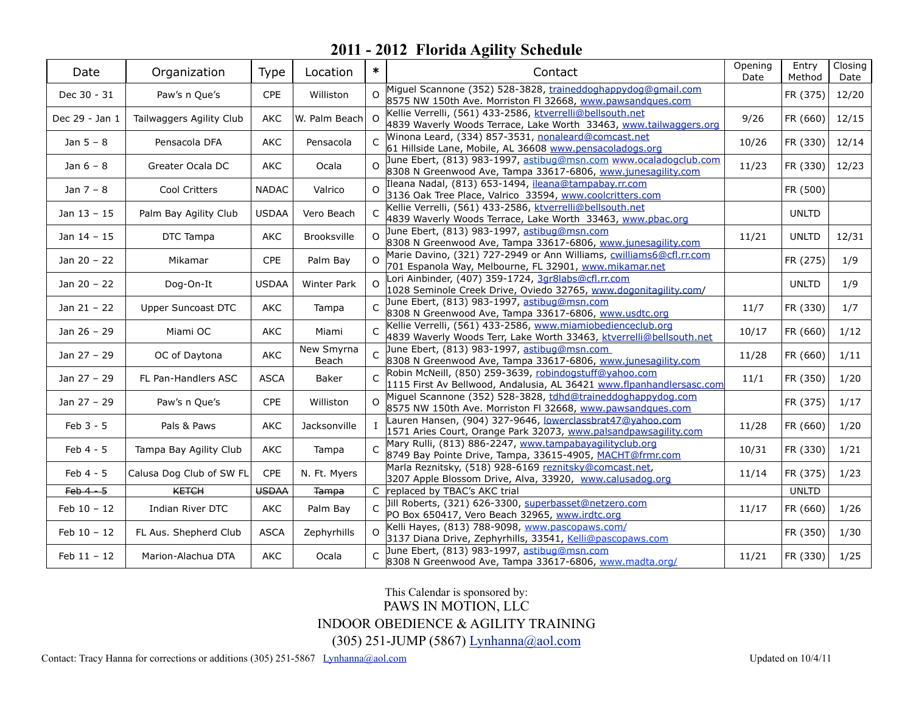# 2011 - 2012 Florida Agility Schedule

| Date | Organization | Type | Location | * | Contact | Opening Date | Entry Method | Closing Date |
|---|---|---|---|---|---|---|---|---|
| Dec 30 - 31 | Paw's n Que's | CPE | Williston | O | Miguel Scannone (352) 528-3828, traineddoghappydog@gmail.com 8575 NW 150th Ave. Morriston Fl 32668, www.pawsandques.com | | FR (375) | 12/20 |
| Dec 29 - Jan 1 | Tailwaggers Agility Club | AKC | W. Palm Beach | O | Kellie Verrelli, (561) 433-2586, ktverrelli@bellsouth.net 4839 Waverly Woods Terrace, Lake Worth 33463, www.tailwaggers.org | 9/26 | FR (660) | 12/15 |
| Jan 5 – 8 | Pensacola DFA | AKC | Pensacola | C | Winona Leard, (334) 857-3531, nonaleard@comcast.net 61 Hillside Lane, Mobile, AL 36608 www.pensacoladogs.org | 10/26 | FR (330) | 12/14 |
| Jan 6 – 8 | Greater Ocala DC | AKC | Ocala | O | June Ebert, (813) 983-1997, astibug@msn.com www.ocaladogclub.com 8308 N Greenwood Ave, Tampa 33617-6806, www.junesagility.com | 11/23 | FR (330) | 12/23 |
| Jan 7 – 8 | Cool Critters | NADAC | Valrico | O | Ileana Nadal, (813) 653-1494, ileana@tampabay.rr.com 3136 Oak Tree Place, Valrico 33594, www.coolcritters.com | | FR (500) | |
| Jan 13 – 15 | Palm Bay Agility Club | USDAA | Vero Beach | C | Kellie Verrelli, (561) 433-2586, ktverrelli@bellsouth.net 4839 Waverly Woods Terrace, Lake Worth 33463, www.pbac.org | | UNLTD | |
| Jan 14 – 15 | DTC Tampa | AKC | Brooksville | O | June Ebert, (813) 983-1997, astibug@msn.com 8308 N Greenwood Ave, Tampa 33617-6806, www.junesagility.com | 11/21 | UNLTD | 12/31 |
| Jan 20 – 22 | Mikamar | CPE | Palm Bay | O | Marie Davino, (321) 727-2949 or Ann Williams, cwilliams6@cfl.rr.com 701 Espanola Way, Melbourne, FL 32901, www.mikamar.net | | FR (275) | 1/9 |
| Jan 20 – 22 | Dog-On-It | USDAA | Winter Park | O | Lori Ainbinder, (407) 359-1724, 3gr8labs@cfl.rr.com 1028 Seminole Creek Drive, Oviedo 32765, www.dogonitagility.com/ | | UNLTD | 1/9 |
| Jan 21 – 22 | Upper Suncoast DTC | AKC | Tampa | C | June Ebert, (813) 983-1997, astibug@msn.com 8308 N Greenwood Ave, Tampa 33617-6806, www.usdtc.org | 11/7 | FR (330) | 1/7 |
| Jan 26 – 29 | Miami OC | AKC | Miami | C | Kellie Verrelli, (561) 433-2586, www.miamiobedienceclub.org 4839 Waverly Woods Terr, Lake Worth 33463, ktverrelli@bellsouth.net | 10/17 | FR (660) | 1/12 |
| Jan 27 – 29 | OC of Daytona | AKC | New Smyrna Beach | C | June Ebert, (813) 983-1997, astibug@msn.com 8308 N Greenwood Ave, Tampa 33617-6806, www.junesagility.com | 11/28 | FR (660) | 1/11 |
| Jan 27 – 29 | FL Pan-Handlers ASC | ASCA | Baker | C | Robin McNeill, (850) 259-3639, robindogstuff@yahoo.com 1115 First Av Bellwood, Andalusia, AL 36421 www.flpanhandlersasc.com | 11/1 | FR (350) | 1/20 |
| Jan 27 – 29 | Paw's n Que's | CPE | Williston | O | Miguel Scannone (352) 528-3828, tdhd@traineddoghappydog.com 8575 NW 150th Ave. Morriston Fl 32668, www.pawsandques.com | | FR (375) | 1/17 |
| Feb 3 - 5 | Pals & Paws | AKC | Jacksonville | I | Lauren Hansen, (904) 327-9646, lowerclassbrat47@yahoo.com 1571 Aries Court, Orange Park 32073, www.palsandpawsagility.com | 11/28 | FR (660) | 1/20 |
| Feb 4 - 5 | Tampa Bay Agility Club | AKC | Tampa | C | Mary Rulli, (813) 886-2247, www.tampabayagilityclub.org 8749 Bay Pointe Drive, Tampa, 33615-4905, MACHT@frmr.com | 10/31 | FR (330) | 1/21 |
| Feb 4 - 5 | Calusa Dog Club of SW FL | CPE | N. Ft. Myers | | Marla Reznitsky, (518) 928-6169 reznitsky@comcast.net, 3207 Apple Blossom Drive, Alva, 33920, www.calusadog.org | 11/14 | FR (375) | 1/23 |
| ~~Feb 4 - 5~~ | ~~KETCH~~ | ~~USDAA~~ | ~~Tampa~~ | C | replaced by TBAC's AKC trial | | UNLTD | |
| Feb 10 – 12 | Indian River DTC | AKC | Palm Bay | C | Jill Roberts, (321) 626-3300, superbasset@netzero.com PO Box 650417, Vero Beach 32965, www.irdtc.org | 11/17 | FR (660) | 1/26 |
| Feb 10 – 12 | FL Aus. Shepherd Club | ASCA | Zephyrhills | O | Kelli Hayes, (813) 788-9098, www.pascopaws.com/ 3137 Diana Drive, Zephyrhills, 33541, Kelli@pascopaws.com | | FR (350) | 1/30 |
| Feb 11 – 12 | Marion-Alachua DTA | AKC | Ocala | C | June Ebert, (813) 983-1997, astibug@msn.com 8308 N Greenwood Ave, Tampa 33617-6806, www.madta.org/ | 11/21 | FR (330) | 1/25 |

This Calendar is sponsored by:
PAWS IN MOTION, LLC
INDOOR OBEDIENCE & AGILITY TRAINING
(305) 251-JUMP (5867) Lynhanna@aol.com

Contact: Tracy Hanna for corrections or additions (305) 251-5867 Lynhanna@aol.com

Updated on 10/4/11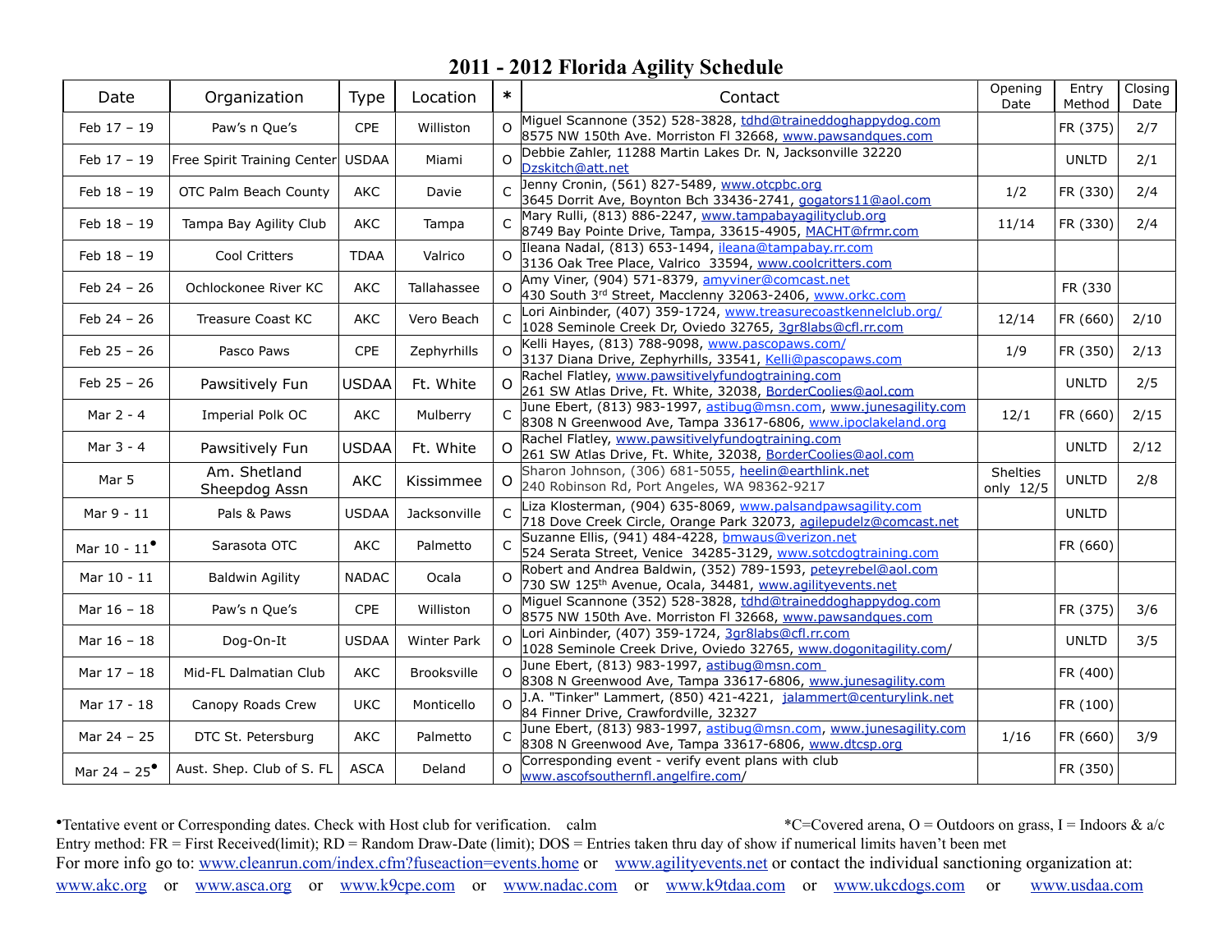# 2011 - 2012 Florida Agility Schedule

| Date | Organization | Type | Location | * | Contact | Opening Date | Entry Method | Closing Date |
|---|---|---|---|---|---|---|---|---|
| Feb 17 – 19 | Paw's n Que's | CPE | Williston | O | Miguel Scannone (352) 528-3828, tdhd@traineddoghappydog.com 8575 NW 150th Ave. Morriston Fl 32668, www.pawsandques.com | | FR (375) | 2/7 |
| Feb 17 – 19 | Free Spirit Training Center | USDAA | Miami | O | Debbie Zahler, 11288 Martin Lakes Dr. N, Jacksonville 32220 Dzskitch@att.net | | UNLTD | 2/1 |
| Feb 18 – 19 | OTC Palm Beach County | AKC | Davie | C | Jenny Cronin, (561) 827-5489, www.otcpbc.org 3645 Dorrit Ave, Boynton Bch 33436-2741, gogators11@aol.com | 1/2 | FR (330) | 2/4 |
| Feb 18 – 19 | Tampa Bay Agility Club | AKC | Tampa | C | Mary Rulli, (813) 886-2247, www.tampabayagilityclub.org 8749 Bay Pointe Drive, Tampa, 33615-4905, MACHT@frmr.com | 11/14 | FR (330) | 2/4 |
| Feb 18 – 19 | Cool Critters | TDAA | Valrico | O | Ileana Nadal, (813) 653-1494, ileana@tampabay.rr.com 3136 Oak Tree Place, Valrico 33594, www.coolcritters.com | | | |
| Feb 24 – 26 | Ochlockonee River KC | AKC | Tallahassee | O | Amy Viner, (904) 571-8379, amyviner@comcast.net 430 South 3rd Street, Macclenny 32063-2406, www.orkc.com | | FR (330 | |
| Feb 24 – 26 | Treasure Coast KC | AKC | Vero Beach | C | Lori Ainbinder, (407) 359-1724, www.treasurecoastkennelclub.org/ 1028 Seminole Creek Dr, Oviedo 32765, 3gr8labs@cfl.rr.com | 12/14 | FR (660) | 2/10 |
| Feb 25 – 26 | Pasco Paws | CPE | Zephyrhills | O | Kelli Hayes, (813) 788-9098, www.pascopaws.com/ 3137 Diana Drive, Zephyrhills, 33541, Kelli@pascopaws.com | 1/9 | FR (350) | 2/13 |
| Feb 25 – 26 | Pawsitively Fun | USDAA | Ft. White | O | Rachel Flatley, www.pawsitivelyfundogtraining.com 261 SW Atlas Drive, Ft. White, 32038, BorderCoolies@aol.com | | UNLTD | 2/5 |
| Mar 2 - 4 | Imperial Polk OC | AKC | Mulberry | C | June Ebert, (813) 983-1997, astibug@msn.com, www.junesagility.com 8308 N Greenwood Ave, Tampa 33617-6806, www.ipoclakeland.org | 12/1 | FR (660) | 2/15 |
| Mar 3 - 4 | Pawsitively Fun | USDAA | Ft. White | O | Rachel Flatley, www.pawsitivelyfundogtraining.com 261 SW Atlas Drive, Ft. White, 32038, BorderCoolies@aol.com | | UNLTD | 2/12 |
| Mar 5 | Am. Shetland Sheepdog Assn | AKC | Kissimmee | O | Sharon Johnson, (306) 681-5055, heelin@earthlink.net 240 Robinson Rd, Port Angeles, WA 98362-9217 | Shelties only 12/5 | UNLTD | 2/8 |
| Mar 9 - 11 | Pals & Paws | USDAA | Jacksonville | C | Liza Klosterman, (904) 635-8069, www.palsandpawsagility.com 718 Dove Creek Circle, Orange Park 32073, agilepudelz@comcast.net | | UNLTD | |
| Mar 10 - 11• | Sarasota OTC | AKC | Palmetto | C | Suzanne Ellis, (941) 484-4228, bmwaus@verizon.net 524 Serata Street, Venice 34285-3129, www.sotcdogtraining.com | | FR (660) | |
| Mar 10 - 11 | Baldwin Agility | NADAC | Ocala | O | Robert and Andrea Baldwin, (352) 789-1593, peteyrebel@aol.com 730 SW 125th Avenue, Ocala, 34481, www.agilityevents.net | | | |
| Mar 16 – 18 | Paw's n Que's | CPE | Williston | O | Miguel Scannone (352) 528-3828, tdhd@traineddoghappydog.com 8575 NW 150th Ave. Morriston Fl 32668, www.pawsandques.com | | FR (375) | 3/6 |
| Mar 16 – 18 | Dog-On-It | USDAA | Winter Park | O | Lori Ainbinder, (407) 359-1724, 3gr8labs@cfl.rr.com 1028 Seminole Creek Drive, Oviedo 32765, www.dogonitagility.com/ | | UNLTD | 3/5 |
| Mar 17 – 18 | Mid-FL Dalmatian Club | AKC | Brooksville | O | June Ebert, (813) 983-1997, astibug@msn.com 8308 N Greenwood Ave, Tampa 33617-6806, www.junesagility.com | | FR (400) | |
| Mar 17 - 18 | Canopy Roads Crew | UKC | Monticello | O | J.A. "Tinker" Lammert, (850) 421-4221, jalammert@centurylink.net 84 Finner Drive, Crawfordville, 32327 | | FR (100) | |
| Mar 24 – 25 | DTC St. Petersburg | AKC | Palmetto | C | June Ebert, (813) 983-1997, astibug@msn.com, www.junesagility.com 8308 N Greenwood Ave, Tampa 33617-6806, www.dtcsp.org | 1/16 | FR (660) | 3/9 |
| Mar 24 – 25• | Aust. Shep. Club of S. FL | ASCA | Deland | O | Corresponding event - verify event plans with club www.ascofsouthernfl.angelfire.com/ | | FR (350) | |

•Tentative event or Corresponding dates. Check with Host club for verification. calm    *C=Covered arena, O = Outdoors on grass, I = Indoors & a/c

Entry method: FR = First Received(limit); RD = Random Draw-Date (limit); DOS = Entries taken thru day of show if numerical limits haven't been met

For more info go to: www.cleanrun.com/index.cfm?fuseaction=events.home or www.agilityevents.net or contact the individual sanctioning organization at: www.akc.org or www.asca.org or www.k9cpe.com or www.nadac.com or www.k9tdaa.com or www.ukcdogs.com or www.usdaa.com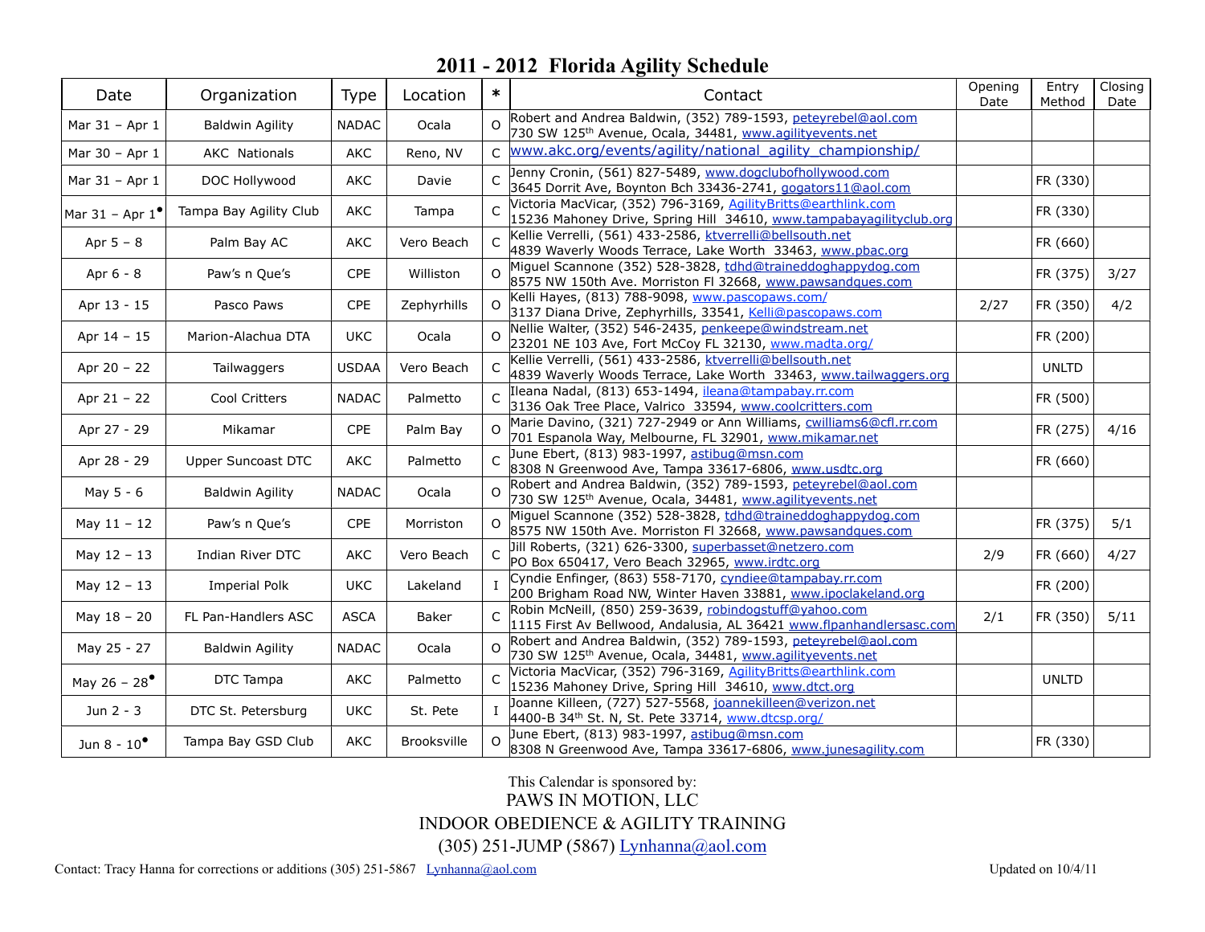# 2011 - 2012 Florida Agility Schedule

| Date | Organization | Type | Location | * | Contact | Opening Date | Entry Method | Closing Date |
|---|---|---|---|---|---|---|---|---|
| Mar 31 – Apr 1 | Baldwin Agility | NADAC | Ocala | O | Robert and Andrea Baldwin, (352) 789-1593, peteyrebel@aol.com 730 SW 125th Avenue, Ocala, 34481, www.agilityevents.net | | | |
| Mar 30 – Apr 1 | AKC Nationals | AKC | Reno, NV | C | www.akc.org/events/agility/national_agility_championship/ | | | |
| Mar 31 – Apr 1 | DOC Hollywood | AKC | Davie | C | Jenny Cronin, (561) 827-5489, www.dogclubofhollywood.com 3645 Dorrit Ave, Boynton Bch 33436-2741, gogators11@aol.com | | FR (330) | |
| Mar 31 – Apr 1• | Tampa Bay Agility Club | AKC | Tampa | C | Victoria MacVicar, (352) 796-3169, AgilityBritts@earthlink.com 15236 Mahoney Drive, Spring Hill 34610, www.tampabayagilityclub.org | | FR (330) | |
| Apr 5 – 8 | Palm Bay AC | AKC | Vero Beach | C | Kellie Verrelli, (561) 433-2586, ktverrelli@bellsouth.net 4839 Waverly Woods Terrace, Lake Worth 33463, www.pbac.org | | FR (660) | |
| Apr 6 - 8 | Paw's n Que's | CPE | Williston | O | Miguel Scannone (352) 528-3828, tdhd@traineddoghappydog.com 8575 NW 150th Ave. Morriston Fl 32668, www.pawsandques.com | | FR (375) | 3/27 |
| Apr 13 - 15 | Pasco Paws | CPE | Zephyrhills | O | Kelli Hayes, (813) 788-9098, www.pascopaws.com/ 3137 Diana Drive, Zephyrhills, 33541, Kelli@pascopaws.com | 2/27 | FR (350) | 4/2 |
| Apr 14 – 15 | Marion-Alachua DTA | UKC | Ocala | O | Nellie Walter, (352) 546-2435, penkeepe@windstream.net 23201 NE 103 Ave, Fort McCoy FL 32130, www.madta.org/ | | FR (200) | |
| Apr 20 – 22 | Tailwaggers | USDAA | Vero Beach | C | Kellie Verrelli, (561) 433-2586, ktverrelli@bellsouth.net 4839 Waverly Woods Terrace, Lake Worth 33463, www.tailwaggers.org | | UNLTD | |
| Apr 21 – 22 | Cool Critters | NADAC | Palmetto | C | Ileana Nadal, (813) 653-1494, ileana@tampabay.rr.com 3136 Oak Tree Place, Valrico 33594, www.coolcritters.com | | FR (500) | |
| Apr 27 - 29 | Mikamar | CPE | Palm Bay | O | Marie Davino, (321) 727-2949 or Ann Williams, cwilliams6@cfl.rr.com 701 Espanola Way, Melbourne, FL 32901, www.mikamar.net | | FR (275) | 4/16 |
| Apr 28 - 29 | Upper Suncoast DTC | AKC | Palmetto | C | June Ebert, (813) 983-1997, astibug@msn.com 8308 N Greenwood Ave, Tampa 33617-6806, www.usdtc.org | | FR (660) | |
| May 5 - 6 | Baldwin Agility | NADAC | Ocala | O | Robert and Andrea Baldwin, (352) 789-1593, peteyrebel@aol.com 730 SW 125th Avenue, Ocala, 34481, www.agilityevents.net | | | |
| May 11 – 12 | Paw's n Que's | CPE | Morriston | O | Miguel Scannone (352) 528-3828, tdhd@traineddoghappydog.com 8575 NW 150th Ave. Morriston Fl 32668, www.pawsandques.com | | FR (375) | 5/1 |
| May 12 – 13 | Indian River DTC | AKC | Vero Beach | C | Jill Roberts, (321) 626-3300, superbasset@netzero.com PO Box 650417, Vero Beach 32965, www.irdtc.org | 2/9 | FR (660) | 4/27 |
| May 12 – 13 | Imperial Polk | UKC | Lakeland | I | Cyndie Enfinger, (863) 558-7170, cyndiee@tampabay.rr.com 200 Brigham Road NW, Winter Haven 33881, www.ipoclakeland.org | | FR (200) | |
| May 18 – 20 | FL Pan-Handlers ASC | ASCA | Baker | C | Robin McNeill, (850) 259-3639, robindogstuff@yahoo.com 1115 First Av Bellwood, Andalusia, AL 36421 www.flpanhandlersasc.com | 2/1 | FR (350) | 5/11 |
| May 25 - 27 | Baldwin Agility | NADAC | Ocala | O | Robert and Andrea Baldwin, (352) 789-1593, peteyrebel@aol.com 730 SW 125th Avenue, Ocala, 34481, www.agilityevents.net | | | |
| May 26 – 28• | DTC Tampa | AKC | Palmetto | C | Victoria MacVicar, (352) 796-3169, AgilityBritts@earthlink.com 15236 Mahoney Drive, Spring Hill 34610, www.dtct.org | | UNLTD | |
| Jun 2 - 3 | DTC St. Petersburg | UKC | St. Pete | I | Joanne Killeen, (727) 527-5568, joannekilleen@verizon.net 4400-B 34th St. N, St. Pete 33714, www.dtcsp.org/ | | | |
| Jun 8 - 10• | Tampa Bay GSD Club | AKC | Brooksville | O | June Ebert, (813) 983-1997, astibug@msn.com 8308 N Greenwood Ave, Tampa 33617-6806, www.junesagility.com | | FR (330) | |

This Calendar is sponsored by:
PAWS IN MOTION, LLC
INDOOR OBEDIENCE & AGILITY TRAINING
(305) 251-JUMP (5867) Lynhanna@aol.com

Contact: Tracy Hanna for corrections or additions (305) 251-5867 Lynhanna@aol.com

Updated on 10/4/11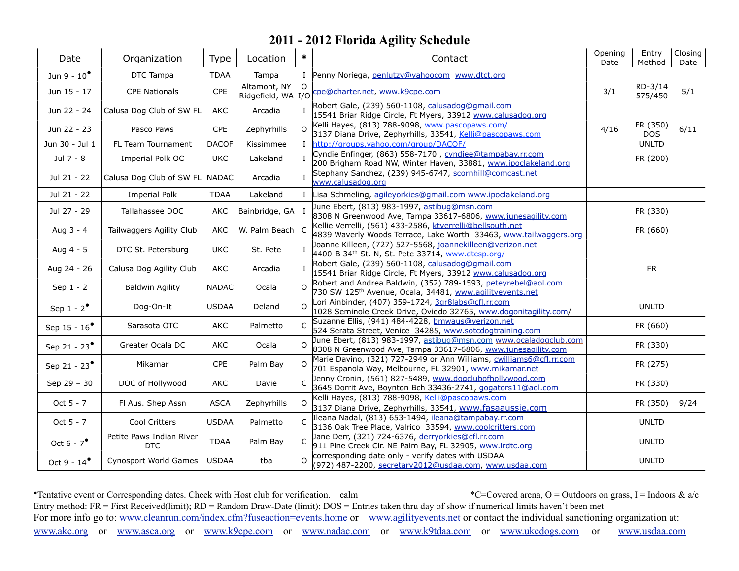# 2011 - 2012 Florida Agility Schedule

| Date | Organization | Type | Location | * | Contact | Opening Date | Entry Method | Closing Date |
|---|---|---|---|---|---|---|---|---|
| Jun 9 - 10• | DTC Tampa | TDAA | Tampa | I | Penny Noriega, penlutzy@yahoocom www.dtct.org | | | |
| Jun 15 - 17 | CPE Nationals | CPE | Altamont, NY Ridgefield, WA | O I/O | cpe@charter.net, www.k9cpe.com | 3/1 | RD-3/14 575/450 | 5/1 |
| Jun 22 - 24 | Calusa Dog Club of SW FL | AKC | Arcadia | I | Robert Gale, (239) 560-1108, calusadog@gmail.com 15541 Briar Ridge Circle, Ft Myers, 33912 www.calusadog.org | | | |
| Jun 22 - 23 | Pasco Paws | CPE | Zephyrhills | O | Kelli Hayes, (813) 788-9098, www.pascopaws.com/ 3137 Diana Drive, Zephyrhills, 33541, Kelli@pascopaws.com | 4/16 | FR (350) DOS | 6/11 |
| Jun 30 - Jul 1 | FL Team Tournament | DACOF | Kissimmee | I | http://groups.yahoo.com/group/DACOF/ | | UNLTD | |
| Jul 7 - 8 | Imperial Polk OC | UKC | Lakeland | I | Cyndie Enfinger, (863) 558-7170 , cyndiee@tampabay.rr.com 200 Brigham Road NW, Winter Haven, 33881, www.ipoclakeland.org | | FR (200) | |
| Jul 21 - 22 | Calusa Dog Club of SW FL | NADAC | Arcadia | I | Stephany Sanchez, (239) 945-6747, scornhill@comcast.net www.calusadog.org | | | |
| Jul 21 - 22 | Imperial Polk | TDAA | Lakeland | I | Lisa Schmeling, agileyorkies@gmail.com www.ipoclakeland.org | | | |
| Jul 27 - 29 | Tallahassee DOC | AKC | Bainbridge, GA | I | June Ebert, (813) 983-1997, astibug@msn.com 8308 N Greenwood Ave, Tampa 33617-6806, www.junesagility.com | | FR (330) | |
| Aug 3 - 4 | Tailwaggers Agility Club | AKC | W. Palm Beach | C | Kellie Verrelli, (561) 433-2586, ktverrelli@bellsouth.net 4839 Waverly Woods Terrace, Lake Worth 33463, www.tailwaggers.org | | FR (660) | |
| Aug 4 - 5 | DTC St. Petersburg | UKC | St. Pete | I | Joanne Killeen, (727) 527-5568, joannekilleen@verizon.net 4400-B 34th St. N, St. Pete 33714, www.dtcsp.org/ | | | |
| Aug 24 - 26 | Calusa Dog Agility Club | AKC | Arcadia | I | Robert Gale, (239) 560-1108, calusadog@gmail.com 15541 Briar Ridge Circle, Ft Myers, 33912 www.calusadog.org | | FR | |
| Sep 1 - 2 | Baldwin Agility | NADAC | Ocala | O | Robert and Andrea Baldwin, (352) 789-1593, peteyrebel@aol.com 730 SW 125th Avenue, Ocala, 34481, www.agilityevents.net | | | |
| Sep 1 - 2• | Dog-On-It | USDAA | Deland | O | Lori Ainbinder, (407) 359-1724, 3gr8labs@cfl.rr.com 1028 Seminole Creek Drive, Oviedo 32765, www.dogonitagility.com/ | | UNLTD | |
| Sep 15 - 16• | Sarasota OTC | AKC | Palmetto | C | Suzanne Ellis, (941) 484-4228, bmwaus@verizon.net 524 Serata Street, Venice 34285, www.sotcdogtraining.com | | FR (660) | |
| Sep 21 - 23• | Greater Ocala DC | AKC | Ocala | O | June Ebert, (813) 983-1997, astibug@msn.com www.ocaladogclub.com 8308 N Greenwood Ave, Tampa 33617-6806, www.junesagility.com | | FR (330) | |
| Sep 21 - 23• | Mikamar | CPE | Palm Bay | O | Marie Davino, (321) 727-2949 or Ann Williams, cwilliams6@cfl.rr.com 701 Espanola Way, Melbourne, FL 32901, www.mikamar.net | | FR (275) | |
| Sep 29 – 30 | DOC of Hollywood | AKC | Davie | C | Jenny Cronin, (561) 827-5489, www.dogclubofhollywood.com 3645 Dorrit Ave, Boynton Bch 33436-2741, gogators11@aol.com | | FR (330) | |
| Oct 5 - 7 | Fl Aus. Shep Assn | ASCA | Zephyrhills | O | Kelli Hayes, (813) 788-9098, Kelli@pascopaws.com 3137 Diana Drive, Zephyrhills, 33541, www.fasaaussie.com | | FR (350) | 9/24 |
| Oct 5 - 7 | Cool Critters | USDAA | Palmetto | C | Ileana Nadal, (813) 653-1494, ileana@tampabay.rr.com 3136 Oak Tree Place, Valrico 33594, www.coolcritters.com | | UNLTD | |
| Oct 6 - 7• | Petite Paws Indian River DTC | TDAA | Palm Bay | C | Jane Derr, (321) 724-6376, derryorkies@cfl.rr.com 911 Pine Creek Cir. NE Palm Bay, FL 32905, www.irdtc.org | | UNLTD | |
| Oct 9 - 14• | Cynosport World Games | USDAA | tba | O | corresponding date only - verify dates with USDAA (972) 487-2200, secretary2012@usdaa.com, www.usdaa.com | | UNLTD | |

•Tentative event or Corresponding dates. Check with Host club for verification. calm *C=Covered arena, O = Outdoors on grass, I = Indoors & a/c

Entry method: FR = First Received(limit); RD = Random Draw-Date (limit); DOS = Entries taken thru day of show if numerical limits haven't been met

For more info go to: www.cleanrun.com/index.cfm?fuseaction=events.home or www.agilityevents.net or contact the individual sanctioning organization at: www.akc.org or www.asca.org or www.k9cpe.com or www.nadac.com or www.k9tdaa.com or www.ukcdogs.com or www.usdaa.com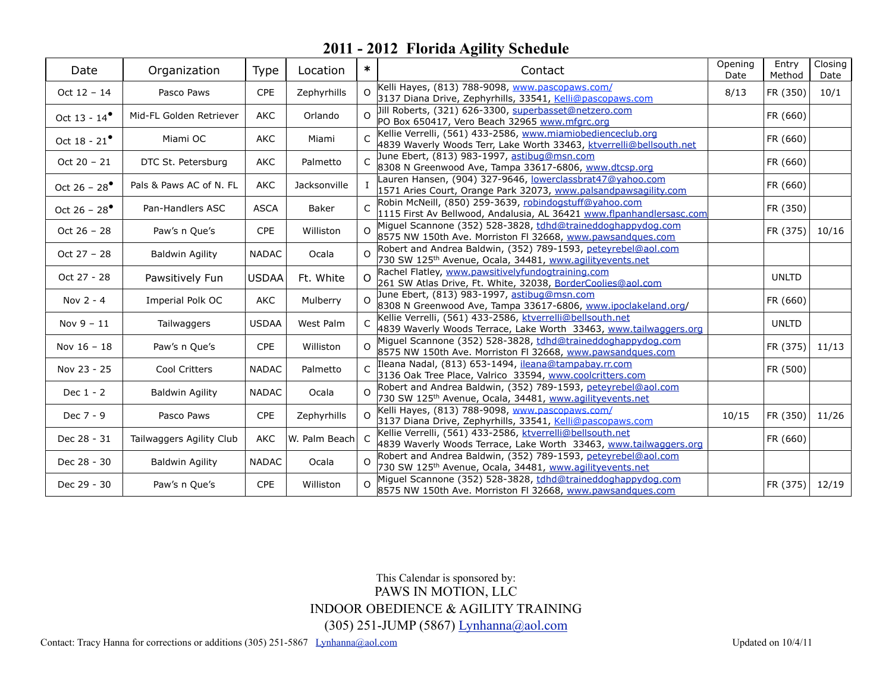# 2011 - 2012 Florida Agility Schedule

| Date | Organization | Type | Location | * | Contact | Opening Date | Entry Method | Closing Date |
|---|---|---|---|---|---|---|---|---|
| Oct 12 – 14 | Pasco Paws | CPE | Zephyrhills | O | Kelli Hayes, (813) 788-9098, www.pascopaws.com/ 3137 Diana Drive, Zephyrhills, 33541, Kelli@pascopaws.com | 8/13 | FR (350) | 10/1 |
| Oct 13 - 14● | Mid-FL Golden Retriever | AKC | Orlando | O | Jill Roberts, (321) 626-3300, superbasset@netzero.com PO Box 650417, Vero Beach 32965 www.mfgrc.org | | FR (660) | |
| Oct 18 - 21● | Miami OC | AKC | Miami | C | Kellie Verrelli, (561) 433-2586, www.miamiobedienceclub.org 4839 Waverly Woods Terr, Lake Worth 33463, ktverrelli@bellsouth.net | | FR (660) | |
| Oct 20 – 21 | DTC St. Petersburg | AKC | Palmetto | C | June Ebert, (813) 983-1997, astibug@msn.com 8308 N Greenwood Ave, Tampa 33617-6806, www.dtcsp.org | | FR (660) | |
| Oct 26 – 28● | Pals & Paws AC of N. FL | AKC | Jacksonville | I | Lauren Hansen, (904) 327-9646, lowerclassbrat47@yahoo.com 1571 Aries Court, Orange Park 32073, www.palsandpawsagility.com | | FR (660) | |
| Oct 26 – 28● | Pan-Handlers ASC | ASCA | Baker | C | Robin McNeill, (850) 259-3639, robindogstuff@yahoo.com 1115 First Av Bellwood, Andalusia, AL 36421 www.flpanhandlersasc.com | | FR (350) | |
| Oct 26 – 28 | Paw's n Que's | CPE | Williston | O | Miguel Scannone (352) 528-3828, tdhd@traineddoghappydog.com 8575 NW 150th Ave. Morriston Fl 32668, www.pawsandques.com | | FR (375) | 10/16 |
| Oct 27 – 28 | Baldwin Agility | NADAC | Ocala | O | Robert and Andrea Baldwin, (352) 789-1593, peteyrebel@aol.com 730 SW 125th Avenue, Ocala, 34481, www.agilityevents.net | | | |
| Oct 27 - 28 | Pawsitively Fun | USDAA | Ft. White | O | Rachel Flatley, www.pawsitivelyfundogtraining.com 261 SW Atlas Drive, Ft. White, 32038, BorderCoolies@aol.com | | UNLTD | |
| Nov 2 - 4 | Imperial Polk OC | AKC | Mulberry | O | June Ebert, (813) 983-1997, astibug@msn.com 8308 N Greenwood Ave, Tampa 33617-6806, www.ipoclakeland.org/ | | FR (660) | |
| Nov 9 – 11 | Tailwaggers | USDAA | West Palm | C | Kellie Verrelli, (561) 433-2586, ktverrelli@bellsouth.net 4839 Waverly Woods Terrace, Lake Worth 33463, www.tailwaggers.org | | UNLTD | |
| Nov 16 – 18 | Paw's n Que's | CPE | Williston | O | Miguel Scannone (352) 528-3828, tdhd@traineddoghappydog.com 8575 NW 150th Ave. Morriston Fl 32668, www.pawsandques.com | | FR (375) | 11/13 |
| Nov 23 - 25 | Cool Critters | NADAC | Palmetto | C | Ileana Nadal, (813) 653-1494, ileana@tampabay.rr.com 3136 Oak Tree Place, Valrico 33594, www.coolcritters.com | | FR (500) | |
| Dec 1 - 2 | Baldwin Agility | NADAC | Ocala | O | Robert and Andrea Baldwin, (352) 789-1593, peteyrebel@aol.com 730 SW 125th Avenue, Ocala, 34481, www.agilityevents.net | | | |
| Dec 7 - 9 | Pasco Paws | CPE | Zephyrhills | O | Kelli Hayes, (813) 788-9098, www.pascopaws.com/ 3137 Diana Drive, Zephyrhills, 33541, Kelli@pascopaws.com | 10/15 | FR (350) | 11/26 |
| Dec 28 - 31 | Tailwaggers Agility Club | AKC | W. Palm Beach | C | Kellie Verrelli, (561) 433-2586, ktverrelli@bellsouth.net 4839 Waverly Woods Terrace, Lake Worth 33463, www.tailwaggers.org | | FR (660) | |
| Dec 28 - 30 | Baldwin Agility | NADAC | Ocala | O | Robert and Andrea Baldwin, (352) 789-1593, peteyrebel@aol.com 730 SW 125th Avenue, Ocala, 34481, www.agilityevents.net | | | |
| Dec 29 - 30 | Paw's n Que's | CPE | Williston | O | Miguel Scannone (352) 528-3828, tdhd@traineddoghappydog.com 8575 NW 150th Ave. Morriston Fl 32668, www.pawsandques.com | | FR (375) | 12/19 |

This Calendar is sponsored by:
PAWS IN MOTION, LLC
INDOOR OBEDIENCE & AGILITY TRAINING
(305) 251-JUMP (5867) Lynhanna@aol.com

Contact: Tracy Hanna for corrections or additions (305) 251-5867 Lynhanna@aol.com

Updated on 10/4/11